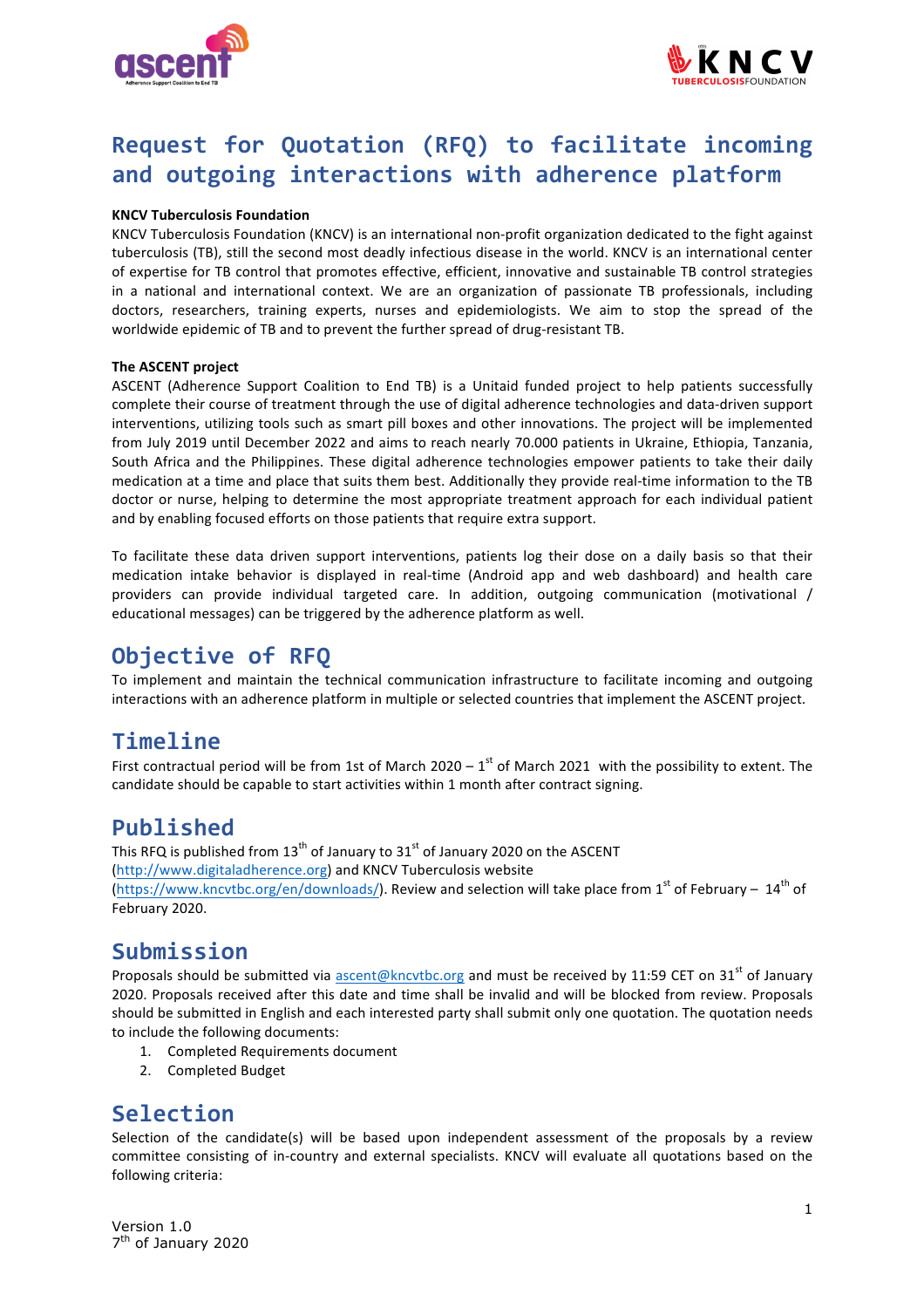# Request for Quotation (RFQ) to facilitate incoming and outgoing interactions with adherence platform

**KNCV Tuberculosis Foundation**

KNCV Tuberculosis Foundation (KNCV) is an international non-profit organization dedicated to the fight against tuberculosis (TB), still the second most deadly infectious disease in the world. KNCV is an international center of expertise for TB control that promotes effective, efficient, innovative and sustainable TB control strategies in a national and international context. We are an organization of passionate TB professionals, including doctors, researchers, training experts, nurses and epidemiologists. We aim to stop the spread of the worldwide epidemic of TB and to prevent the further spread of drug-resistant TB.

**The ASCENT project**

ASCENT (Adherence Support Coalition to End TB) is a Unitaid funded project to help patients successfully complete their course of treatment through the use of digital adherence technologies and data-driven support interventions, utilizing tools such as smart pill boxes and other innovations. The project will be implemented from July 2019 until December 2022 and aims to reach nearly 70.000 patients in Ukraine, Ethiopia, Tanzania, South Africa and the Philippines. These digital adherence technologies empower patients to take their daily medication at a time and place that suits them best. Additionally they provide real-time information to the TB doctor or nurse, helping to determine the most appropriate treatment approach for each individual patient and by enabling focused efforts on those patients that require extra support.

To facilitate these data driven support interventions, patients log their dose on a daily basis so that their medication intake behavior is displayed in real-time (Android app and web dashboard) and health care providers can provide individual targeted care. In addition, outgoing communication (motivational / educational messages) can be triggered by the adherence platform as well.

## Objective of RFQ

To implement and maintain the technical communication infrastructure to facilitate incoming and outgoing interactions with an adherence platform in multiple or selected countries that implement the ASCENT project.

## Timeline

First contractual period will be from 1st of March 2020 – 1st of March 2021 with the possibility to extent. The candidate should be capable to start activities within 1 month after contract signing.

## Published

This RFQ is published from 13th of January to 31st of January 2020 on the ASCENT (http://www.digitaladherence.org) and KNCV Tuberculosis website (https://www.kncvtbc.org/en/downloads/). Review and selection will take place from 1st of February – 14th of February 2020.

## Submission

Proposals should be submitted via ascent@kncvtbc.org and must be received by 11:59 CET on 31st of January 2020. Proposals received after this date and time shall be invalid and will be blocked from review. Proposals should be submitted in English and each interested party shall submit only one quotation. The quotation needs to include the following documents:

1. Completed Requirements document
2. Completed Budget

## Selection

Selection of the candidate(s) will be based upon independent assessment of the proposals by a review committee consisting of in-country and external specialists. KNCV will evaluate all quotations based on the following criteria:

Version 1.0
7th of January 2020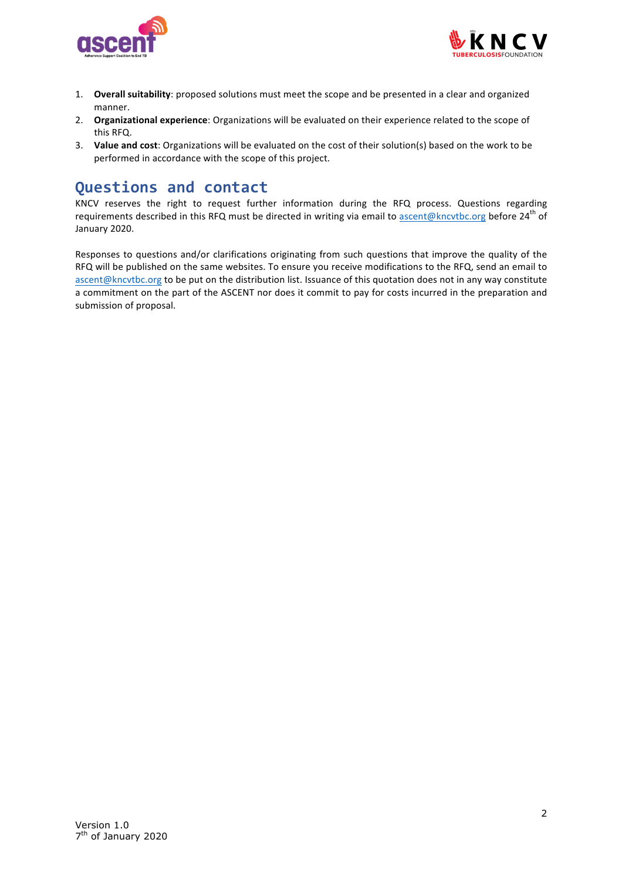1. **Overall suitability**: proposed solutions must meet the scope and be presented in a clear and organized manner.
2. **Organizational experience**: Organizations will be evaluated on their experience related to the scope of this RFQ.
3. **Value and cost**: Organizations will be evaluated on the cost of their solution(s) based on the work to be performed in accordance with the scope of this project.

## Questions and contact

KNCV reserves the right to request further information during the RFQ process. Questions regarding requirements described in this RFQ must be directed in writing via email to ascent@kncvtbc.org before 24th of January 2020.

Responses to questions and/or clarifications originating from such questions that improve the quality of the RFQ will be published on the same websites. To ensure you receive modifications to the RFQ, send an email to ascent@kncvtbc.org to be put on the distribution list. Issuance of this quotation does not in any way constitute a commitment on the part of the ASCENT nor does it commit to pay for costs incurred in the preparation and submission of proposal.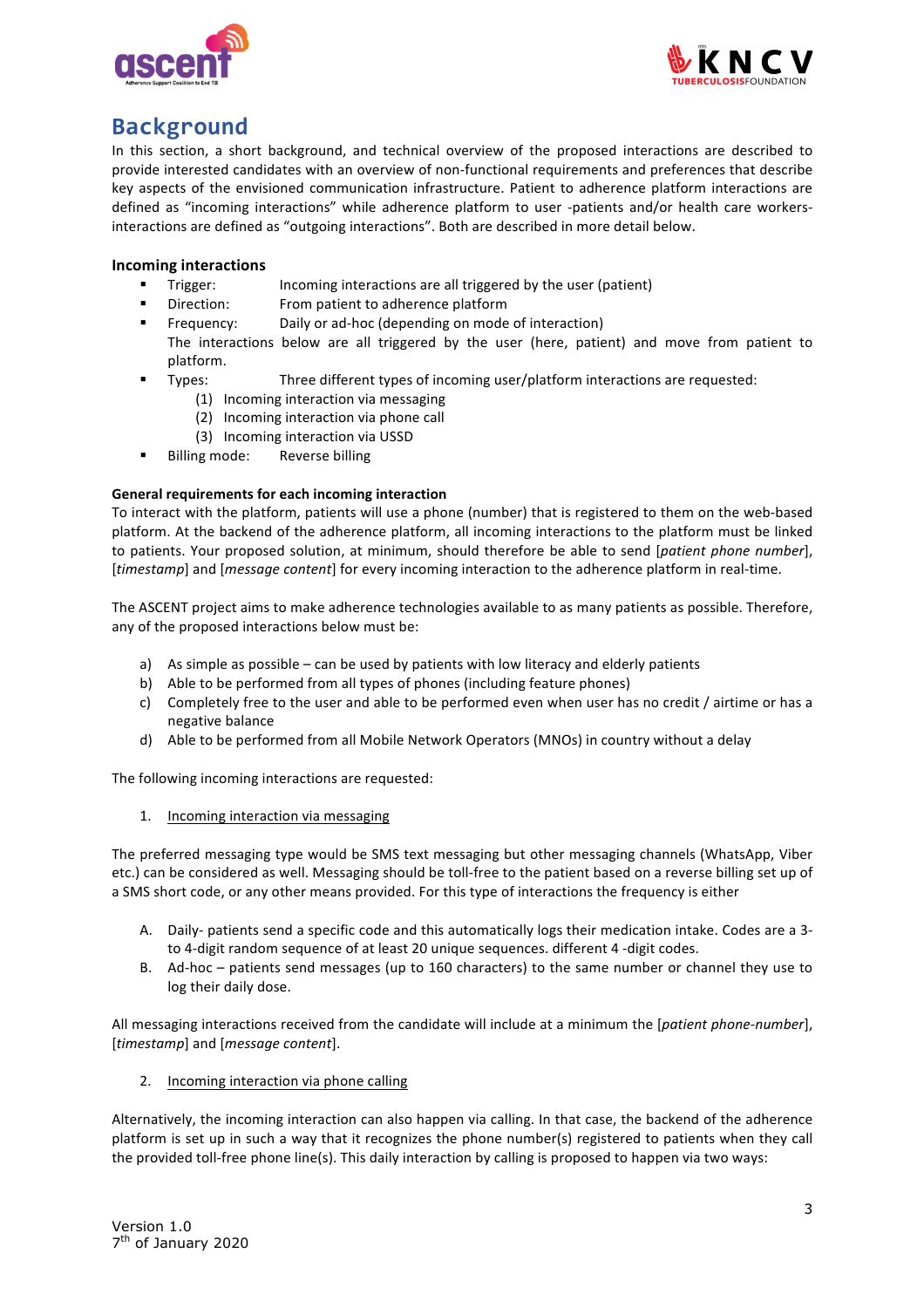## Background

In this section, a short background, and technical overview of the proposed interactions are described to provide interested candidates with an overview of non-functional requirements and preferences that describe key aspects of the envisioned communication infrastructure. Patient to adherence platform interactions are defined as "incoming interactions" while adherence platform to user -patients and/or health care workers- interactions are defined as "outgoing interactions". Both are described in more detail below.

### Incoming interactions

- Trigger: Incoming interactions are all triggered by the user (patient)
- Direction: From patient to adherence platform
- Frequency: Daily or ad-hoc (depending on mode of interaction)
  The interactions below are all triggered by the user (here, patient) and move from patient to platform.
- Types: Three different types of incoming user/platform interactions are requested:
  (1) Incoming interaction via messaging
  (2) Incoming interaction via phone call
  (3) Incoming interaction via USSD
- Billing mode: Reverse billing

#### General requirements for each incoming interaction

To interact with the platform, patients will use a phone (number) that is registered to them on the web-based platform. At the backend of the adherence platform, all incoming interactions to the platform must be linked to patients. Your proposed solution, at minimum, should therefore be able to send [*patient phone number*], [*timestamp*] and [*message content*] for every incoming interaction to the adherence platform in real-time.

The ASCENT project aims to make adherence technologies available to as many patients as possible. Therefore, any of the proposed interactions below must be:

a) As simple as possible – can be used by patients with low literacy and elderly patients
b) Able to be performed from all types of phones (including feature phones)
c) Completely free to the user and able to be performed even when user has no credit / airtime or has a negative balance
d) Able to be performed from all Mobile Network Operators (MNOs) in country without a delay

The following incoming interactions are requested:

1. Incoming interaction via messaging

The preferred messaging type would be SMS text messaging but other messaging channels (WhatsApp, Viber etc.) can be considered as well. Messaging should be toll-free to the patient based on a reverse billing set up of a SMS short code, or any other means provided. For this type of interactions the frequency is either

A. Daily- patients send a specific code and this automatically logs their medication intake. Codes are a 3- to 4-digit random sequence of at least 20 unique sequences. different 4 -digit codes.
B. Ad-hoc – patients send messages (up to 160 characters) to the same number or channel they use to log their daily dose.

All messaging interactions received from the candidate will include at a minimum the [*patient phone-number*], [*timestamp*] and [*message content*].

2. Incoming interaction via phone calling

Alternatively, the incoming interaction can also happen via calling. In that case, the backend of the adherence platform is set up in such a way that it recognizes the phone number(s) registered to patients when they call the provided toll-free phone line(s). This daily interaction by calling is proposed to happen via two ways: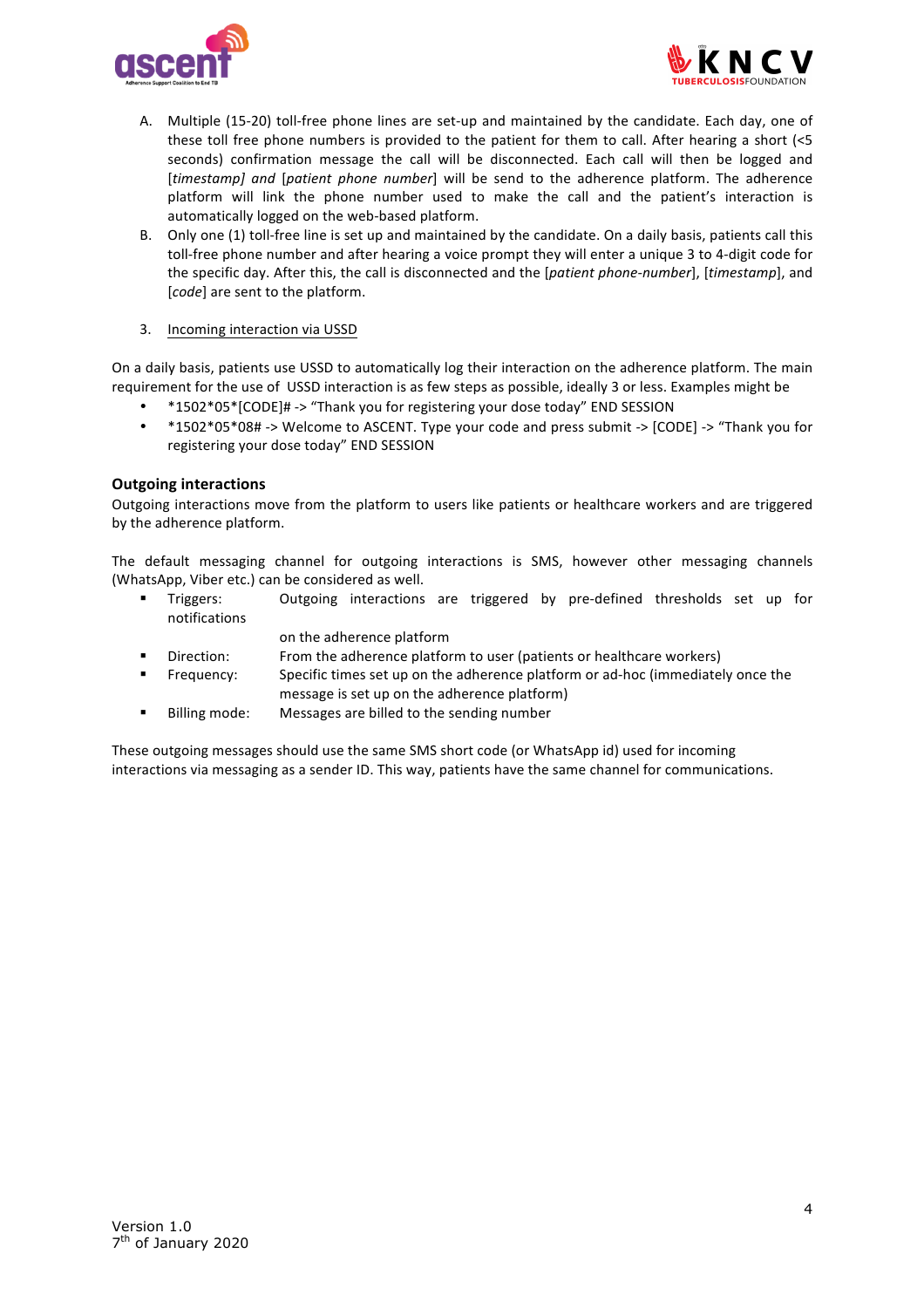A. Multiple (15-20) toll-free phone lines are set-up and maintained by the candidate. Each day, one of these toll free phone numbers is provided to the patient for them to call. After hearing a short (<5 seconds) confirmation message the call will be disconnected. Each call will then be logged and [*timestamp] and* [*patient phone number*] will be send to the adherence platform. The adherence platform will link the phone number used to make the call and the patient's interaction is automatically logged on the web-based platform.

B. Only one (1) toll-free line is set up and maintained by the candidate. On a daily basis, patients call this toll-free phone number and after hearing a voice prompt they will enter a unique 3 to 4-digit code for the specific day. After this, the call is disconnected and the [*patient phone-number*], [*timestamp*], and [*code*] are sent to the platform.

3. Incoming interaction via USSD

On a daily basis, patients use USSD to automatically log their interaction on the adherence platform. The main requirement for the use of USSD interaction is as few steps as possible, ideally 3 or less. Examples might be

- *1502*05*[CODE]# -> "Thank you for registering your dose today" END SESSION
- *1502*05*08# -> Welcome to ASCENT. Type your code and press submit -> [CODE] -> "Thank you for registering your dose today" END SESSION

**Outgoing interactions**

Outgoing interactions move from the platform to users like patients or healthcare workers and are triggered by the adherence platform.

The default messaging channel for outgoing interactions is SMS, however other messaging channels (WhatsApp, Viber etc.) can be considered as well.

- Triggers: Outgoing interactions are triggered by pre-defined thresholds set up for notifications on the adherence platform
- Direction: From the adherence platform to user (patients or healthcare workers)
- Frequency: Specific times set up on the adherence platform or ad-hoc (immediately once the message is set up on the adherence platform)
- Billing mode: Messages are billed to the sending number

These outgoing messages should use the same SMS short code (or WhatsApp id) used for incoming interactions via messaging as a sender ID. This way, patients have the same channel for communications.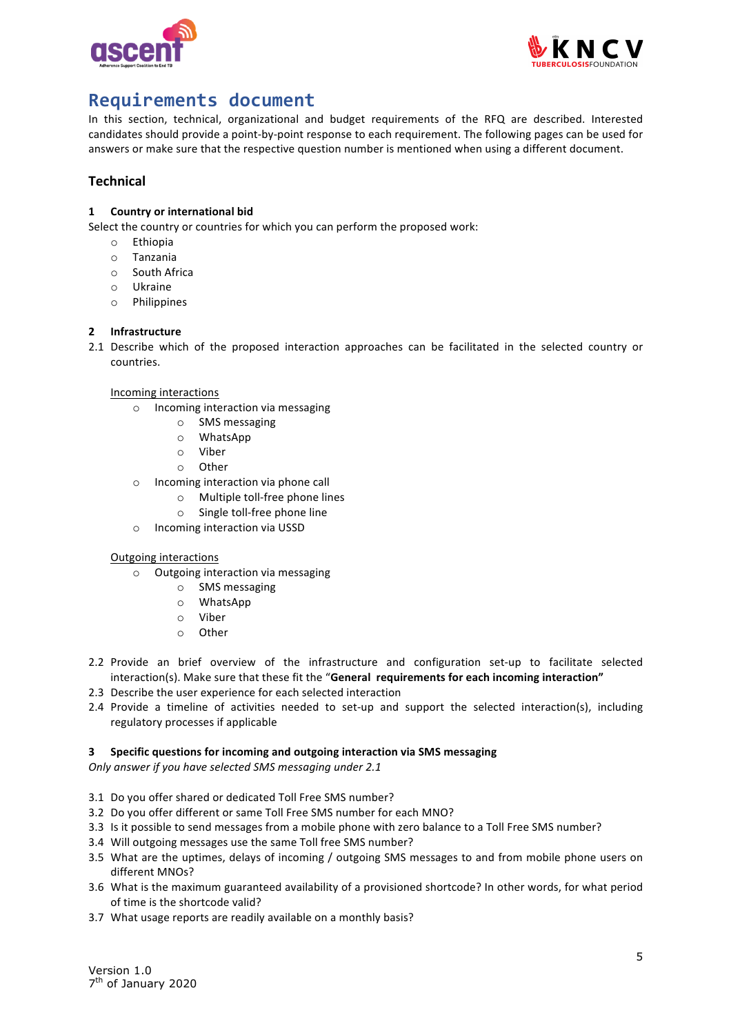# Requirements document

In this section, technical, organizational and budget requirements of the RFQ are described. Interested candidates should provide a point-by-point response to each requirement. The following pages can be used for answers or make sure that the respective question number is mentioned when using a different document.

## Technical

### 1 Country or international bid

Select the country or countries for which you can perform the proposed work:

- Ethiopia
- Tanzania
- South Africa
- Ukraine
- Philippines

### 2 Infrastructure

2.1 Describe which of the proposed interaction approaches can be facilitated in the selected country or countries.

<u>Incoming interactions</u>

- Incoming interaction via messaging
  - SMS messaging
  - WhatsApp
  - Viber
  - Other
- Incoming interaction via phone call
  - Multiple toll-free phone lines
  - Single toll-free phone line
- Incoming interaction via USSD

<u>Outgoing interactions</u>

- Outgoing interaction via messaging
  - SMS messaging
  - WhatsApp
  - Viber
  - Other

2.2 Provide an brief overview of the infrastructure and configuration set-up to facilitate selected interaction(s). Make sure that these fit the "**General requirements for each incoming interaction"**

2.3 Describe the user experience for each selected interaction

2.4 Provide a timeline of activities needed to set-up and support the selected interaction(s), including regulatory processes if applicable

### 3 Specific questions for incoming and outgoing interaction via SMS messaging

*Only answer if you have selected SMS messaging under 2.1*

3.1 Do you offer shared or dedicated Toll Free SMS number?

3.2 Do you offer different or same Toll Free SMS number for each MNO?

3.3 Is it possible to send messages from a mobile phone with zero balance to a Toll Free SMS number?

3.4 Will outgoing messages use the same Toll free SMS number?

3.5 What are the uptimes, delays of incoming / outgoing SMS messages to and from mobile phone users on different MNOs?

3.6 What is the maximum guaranteed availability of a provisioned shortcode? In other words, for what period of time is the shortcode valid?

3.7 What usage reports are readily available on a monthly basis?

Version 1.0
7th of January 2020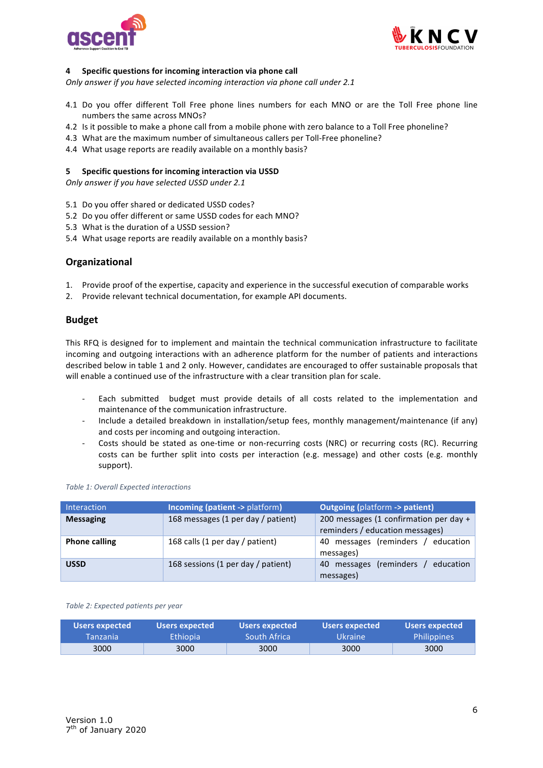**4 Specific questions for incoming interaction via phone call**

*Only answer if you have selected incoming interaction via phone call under 2.1*

4.1 Do you offer different Toll Free phone lines numbers for each MNO or are the Toll Free phone line numbers the same across MNOs?
4.2 Is it possible to make a phone call from a mobile phone with zero balance to a Toll Free phoneline?
4.3 What are the maximum number of simultaneous callers per Toll-Free phoneline?
4.4 What usage reports are readily available on a monthly basis?

**5 Specific questions for incoming interaction via USSD**

*Only answer if you have selected USSD under 2.1*

5.1 Do you offer shared or dedicated USSD codes?
5.2 Do you offer different or same USSD codes for each MNO?
5.3 What is the duration of a USSD session?
5.4 What usage reports are readily available on a monthly basis?

## Organizational

1. Provide proof of the expertise, capacity and experience in the successful execution of comparable works
2. Provide relevant technical documentation, for example API documents.

## Budget

This RFQ is designed for to implement and maintain the technical communication infrastructure to facilitate incoming and outgoing interactions with an adherence platform for the number of patients and interactions described below in table 1 and 2 only. However, candidates are encouraged to offer sustainable proposals that will enable a continued use of the infrastructure with a clear transition plan for scale.

- Each submitted budget must provide details of all costs related to the implementation and maintenance of the communication infrastructure.
- Include a detailed breakdown in installation/setup fees, monthly management/maintenance (if any) and costs per incoming and outgoing interaction.
- Costs should be stated as one-time or non-recurring costs (NRC) or recurring costs (RC). Recurring costs can be further split into costs per interaction (e.g. message) and other costs (e.g. monthly support).

*Table 1: Overall Expected interactions*

| Interaction | **Incoming (patient -> platform)** | **Outgoing (platform -> patient)** |
|---|---|---|
| **Messaging** | 168 messages (1 per day / patient) | 200 messages (1 confirmation per day + reminders / education messages) |
| **Phone calling** | 168 calls (1 per day / patient) | 40 messages (reminders / education messages) |
| **USSD** | 168 sessions (1 per day / patient) | 40 messages (reminders / education messages) |

*Table 2: Expected patients per year*

| **Users expected** Tanzania | **Users expected** Ethiopia | **Users expected** South Africa | **Users expected** Ukraine | **Users expected** Philippines |
|---|---|---|---|---|
| 3000 | 3000 | 3000 | 3000 | 3000 |

Version 1.0
7th of January 2020